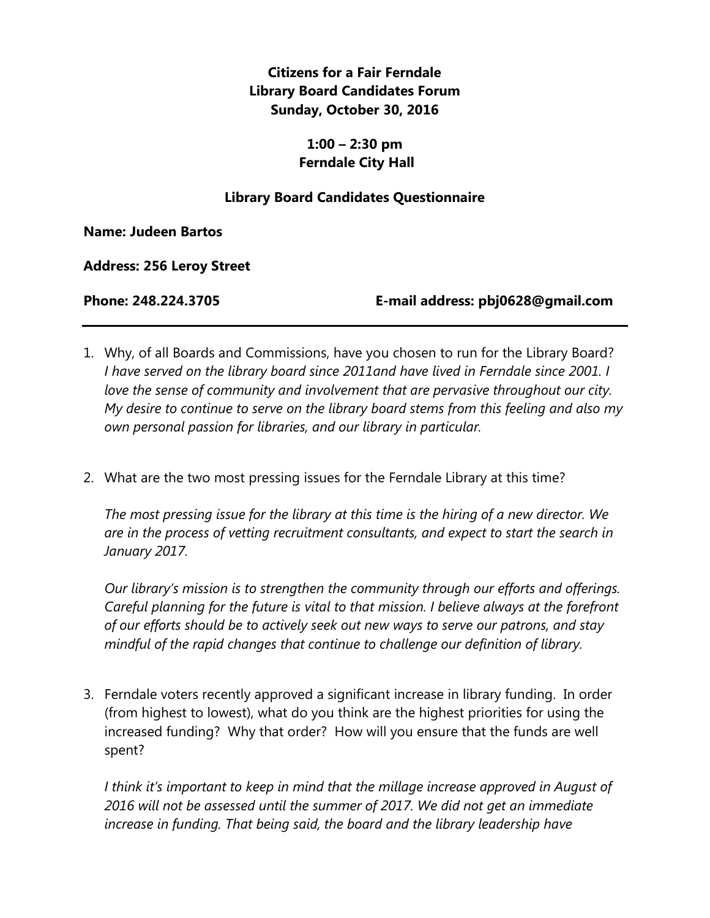**Citizens for a Fair Ferndale**
**Library Board Candidates Forum**
**Sunday, October 30, 2016**

**1:00 – 2:30 pm**
**Ferndale City Hall**

**Library Board Candidates Questionnaire**

**Name: Judeen Bartos**

**Address: 256 Leroy Street**

**Phone: 248.224.3705** **E-mail address: pbj0628@gmail.com**

---

1. Why, of all Boards and Commissions, have you chosen to run for the Library Board?
*I have served on the library board since 2011and have lived in Ferndale since 2001. I love the sense of community and involvement that are pervasive throughout our city. My desire to continue to serve on the library board stems from this feeling and also my own personal passion for libraries, and our library in particular.*

2. What are the two most pressing issues for the Ferndale Library at this time?

   *The most pressing issue for the library at this time is the hiring of a new director. We are in the process of vetting recruitment consultants, and expect to start the search in January 2017.*

   *Our library's mission is to strengthen the community through our efforts and offerings. Careful planning for the future is vital to that mission. I believe always at the forefront of our efforts should be to actively seek out new ways to serve our patrons, and stay mindful of the rapid changes that continue to challenge our definition of library.*

3. Ferndale voters recently approved a significant increase in library funding. In order (from highest to lowest), what do you think are the highest priorities for using the increased funding? Why that order? How will you ensure that the funds are well spent?

   *I think it's important to keep in mind that the millage increase approved in August of 2016 will not be assessed until the summer of 2017. We did not get an immediate increase in funding. That being said, the board and the library leadership have*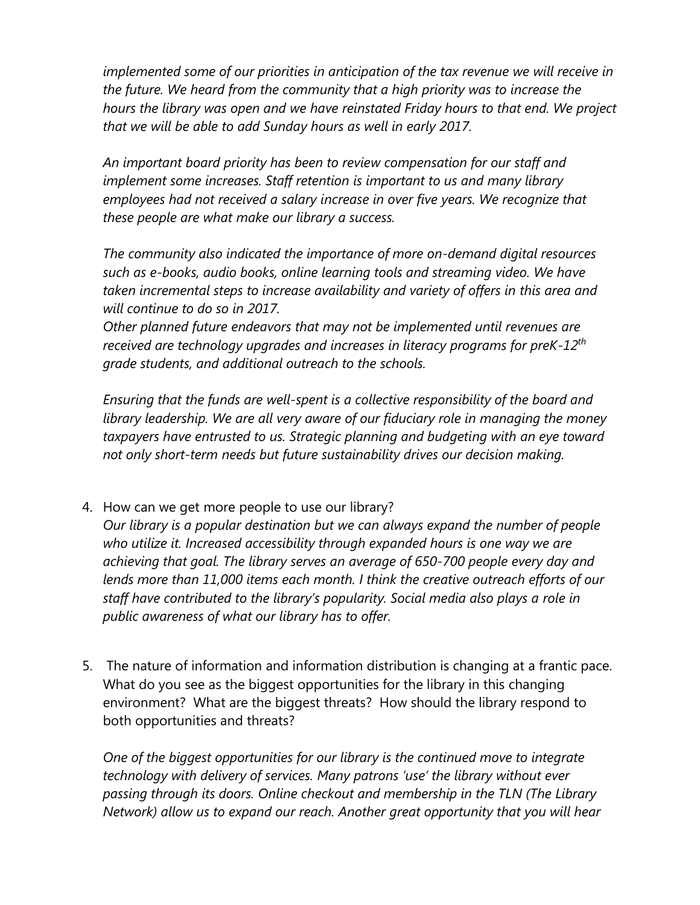*implemented some of our priorities in anticipation of the tax revenue we will receive in the future. We heard from the community that a high priority was to increase the hours the library was open and we have reinstated Friday hours to that end. We project that we will be able to add Sunday hours as well in early 2017.*

*An important board priority has been to review compensation for our staff and implement some increases. Staff retention is important to us and many library employees had not received a salary increase in over five years. We recognize that these people are what make our library a success.*

*The community also indicated the importance of more on-demand digital resources such as e-books, audio books, online learning tools and streaming video. We have taken incremental steps to increase availability and variety of offers in this area and will continue to do so in 2017.*
*Other planned future endeavors that may not be implemented until revenues are received are technology upgrades and increases in literacy programs for preK-12th grade students, and additional outreach to the schools.*

*Ensuring that the funds are well-spent is a collective responsibility of the board and library leadership. We are all very aware of our fiduciary role in managing the money taxpayers have entrusted to us. Strategic planning and budgeting with an eye toward not only short-term needs but future sustainability drives our decision making.*

4. How can we get more people to use our library?
   *Our library is a popular destination but we can always expand the number of people who utilize it. Increased accessibility through expanded hours is one way we are achieving that goal. The library serves an average of 650-700 people every day and lends more than 11,000 items each month. I think the creative outreach efforts of our staff have contributed to the library's popularity. Social media also plays a role in public awareness of what our library has to offer.*

5. The nature of information and information distribution is changing at a frantic pace. What do you see as the biggest opportunities for the library in this changing environment? What are the biggest threats? How should the library respond to both opportunities and threats?

   *One of the biggest opportunities for our library is the continued move to integrate technology with delivery of services. Many patrons 'use' the library without ever passing through its doors. Online checkout and membership in the TLN (The Library Network) allow us to expand our reach. Another great opportunity that you will hear*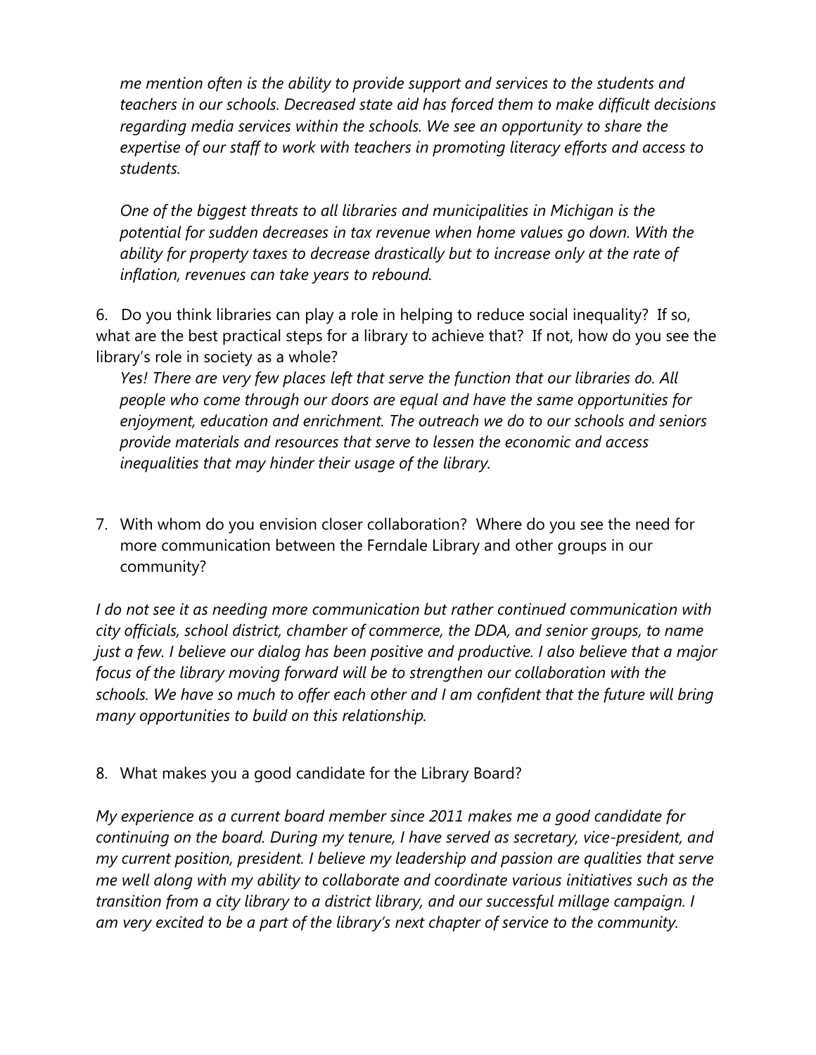*me mention often is the ability to provide support and services to the students and teachers in our schools. Decreased state aid has forced them to make difficult decisions regarding media services within the schools. We see an opportunity to share the expertise of our staff to work with teachers in promoting literacy efforts and access to students.*

*One of the biggest threats to all libraries and municipalities in Michigan is the potential for sudden decreases in tax revenue when home values go down. With the ability for property taxes to decrease drastically but to increase only at the rate of inflation, revenues can take years to rebound.*

6. Do you think libraries can play a role in helping to reduce social inequality? If so, what are the best practical steps for a library to achieve that? If not, how do you see the library's role in society as a whole?

   *Yes! There are very few places left that serve the function that our libraries do. All people who come through our doors are equal and have the same opportunities for enjoyment, education and enrichment. The outreach we do to our schools and seniors provide materials and resources that serve to lessen the economic and access inequalities that may hinder their usage of the library.*

7. With whom do you envision closer collaboration? Where do you see the need for more communication between the Ferndale Library and other groups in our community?

*I do not see it as needing more communication but rather continued communication with city officials, school district, chamber of commerce, the DDA, and senior groups, to name just a few. I believe our dialog has been positive and productive. I also believe that a major focus of the library moving forward will be to strengthen our collaboration with the schools. We have so much to offer each other and I am confident that the future will bring many opportunities to build on this relationship.*

8. What makes you a good candidate for the Library Board?

*My experience as a current board member since 2011 makes me a good candidate for continuing on the board. During my tenure, I have served as secretary, vice-president, and my current position, president. I believe my leadership and passion are qualities that serve me well along with my ability to collaborate and coordinate various initiatives such as the transition from a city library to a district library, and our successful millage campaign. I am very excited to be a part of the library's next chapter of service to the community.*